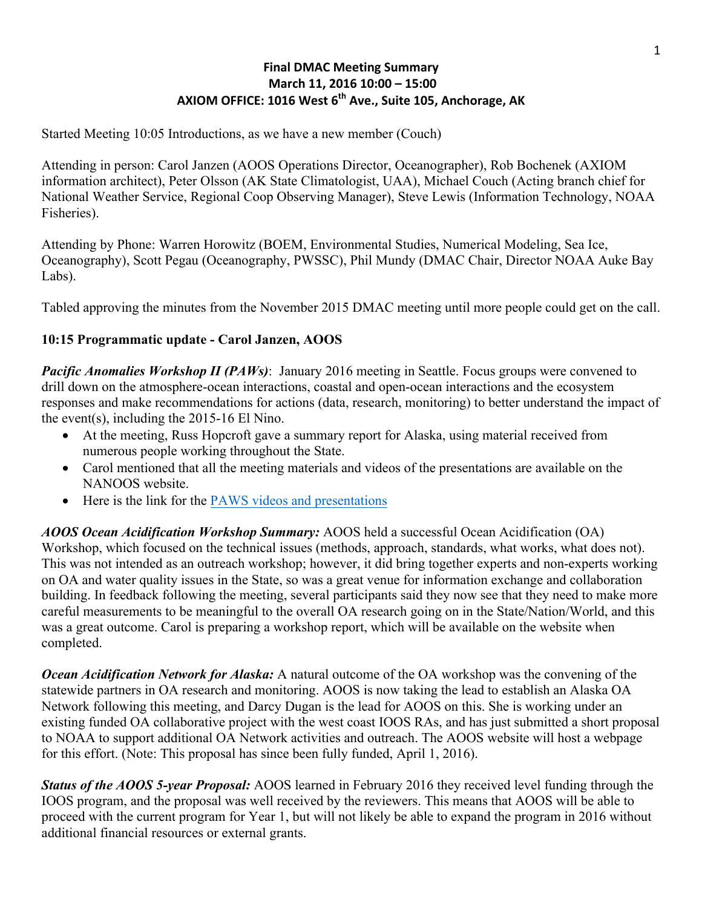# Final DMAC Meeting Summary
## March 11, 2016 10:00 – 15:00
## AXIOM OFFICE: 1016 West 6th Ave., Suite 105, Anchorage, AK

Started Meeting 10:05 Introductions, as we have a new member (Couch)

Attending in person: Carol Janzen (AOOS Operations Director, Oceanographer), Rob Bochenek (AXIOM information architect), Peter Olsson (AK State Climatologist, UAA), Michael Couch (Acting branch chief for National Weather Service, Regional Coop Observing Manager), Steve Lewis (Information Technology, NOAA Fisheries).

Attending by Phone: Warren Horowitz (BOEM, Environmental Studies, Numerical Modeling, Sea Ice, Oceanography), Scott Pegau (Oceanography, PWSSC), Phil Mundy (DMAC Chair, Director NOAA Auke Bay Labs).

Tabled approving the minutes from the November 2015 DMAC meeting until more people could get on the call.

### 10:15 Programmatic update - Carol Janzen, AOOS

***Pacific Anomalies Workshop II (PAWs)***: January 2016 meeting in Seattle. Focus groups were convened to drill down on the atmosphere-ocean interactions, coastal and open-ocean interactions and the ecosystem responses and make recommendations for actions (data, research, monitoring) to better understand the impact of the event(s), including the 2015-16 El Nino.

- At the meeting, Russ Hopcroft gave a summary report for Alaska, using material received from numerous people working throughout the State.
- Carol mentioned that all the meeting materials and videos of the presentations are available on the NANOOS website.
- Here is the link for the PAWS videos and presentations

***AOOS Ocean Acidification Workshop Summary:*** AOOS held a successful Ocean Acidification (OA) Workshop, which focused on the technical issues (methods, approach, standards, what works, what does not). This was not intended as an outreach workshop; however, it did bring together experts and non-experts working on OA and water quality issues in the State, so was a great venue for information exchange and collaboration building. In feedback following the meeting, several participants said they now see that they need to make more careful measurements to be meaningful to the overall OA research going on in the State/Nation/World, and this was a great outcome. Carol is preparing a workshop report, which will be available on the website when completed.

***Ocean Acidification Network for Alaska:*** A natural outcome of the OA workshop was the convening of the statewide partners in OA research and monitoring. AOOS is now taking the lead to establish an Alaska OA Network following this meeting, and Darcy Dugan is the lead for AOOS on this. She is working under an existing funded OA collaborative project with the west coast IOOS RAs, and has just submitted a short proposal to NOAA to support additional OA Network activities and outreach. The AOOS website will host a webpage for this effort. (Note: This proposal has since been fully funded, April 1, 2016).

***Status of the AOOS 5-year Proposal:*** AOOS learned in February 2016 they received level funding through the IOOS program, and the proposal was well received by the reviewers. This means that AOOS will be able to proceed with the current program for Year 1, but will not likely be able to expand the program in 2016 without additional financial resources or external grants.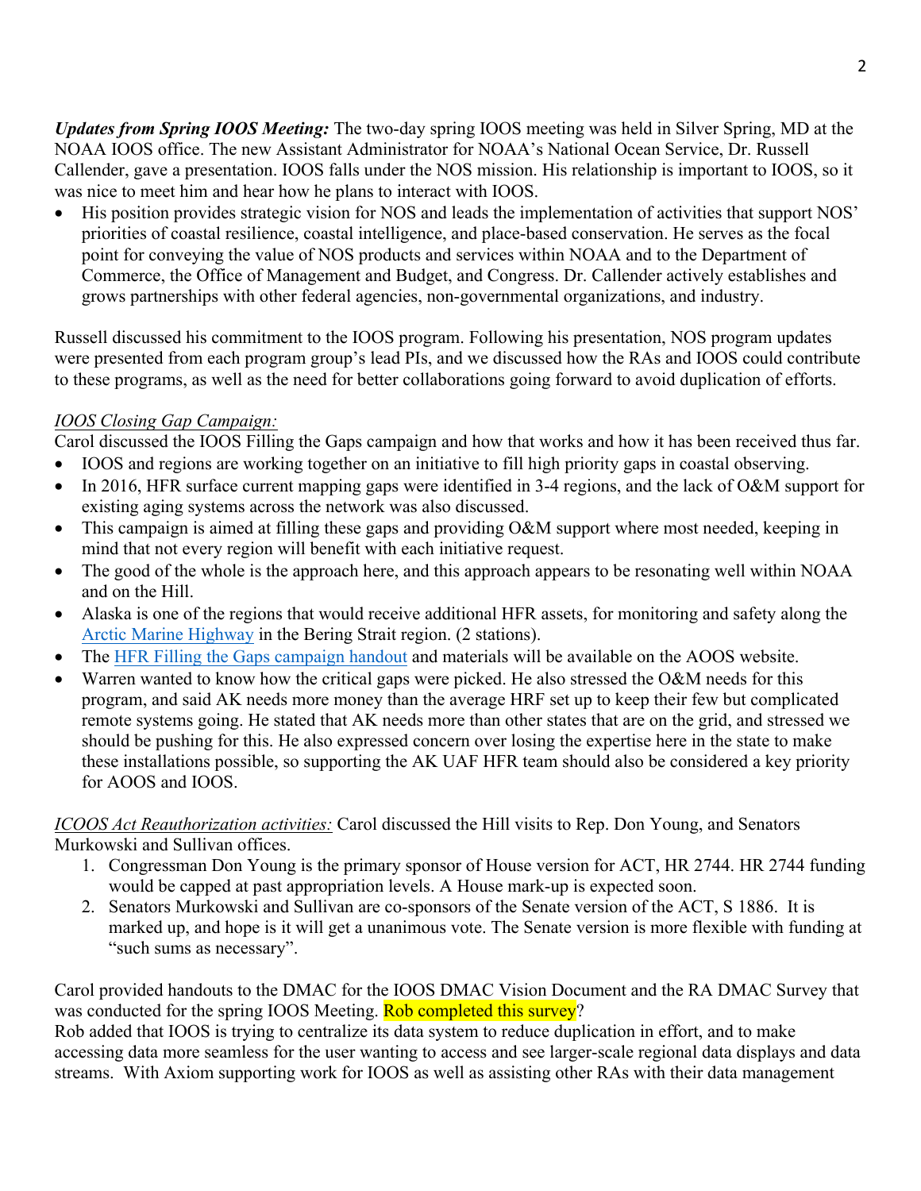***Updates from Spring IOOS Meeting:*** The two-day spring IOOS meeting was held in Silver Spring, MD at the NOAA IOOS office. The new Assistant Administrator for NOAA's National Ocean Service, Dr. Russell Callender, gave a presentation. IOOS falls under the NOS mission. His relationship is important to IOOS, so it was nice to meet him and hear how he plans to interact with IOOS.

- His position provides strategic vision for NOS and leads the implementation of activities that support NOS' priorities of coastal resilience, coastal intelligence, and place-based conservation. He serves as the focal point for conveying the value of NOS products and services within NOAA and to the Department of Commerce, the Office of Management and Budget, and Congress. Dr. Callender actively establishes and grows partnerships with other federal agencies, non-governmental organizations, and industry.

Russell discussed his commitment to the IOOS program. Following his presentation, NOS program updates were presented from each program group's lead PIs, and we discussed how the RAs and IOOS could contribute to these programs, as well as the need for better collaborations going forward to avoid duplication of efforts.

<u>IOOS Closing Gap Campaign:</u>
Carol discussed the IOOS Filling the Gaps campaign and how that works and how it has been received thus far.

- IOOS and regions are working together on an initiative to fill high priority gaps in coastal observing.
- In 2016, HFR surface current mapping gaps were identified in 3-4 regions, and the lack of O&M support for existing aging systems across the network was also discussed.
- This campaign is aimed at filling these gaps and providing O&M support where most needed, keeping in mind that not every region will benefit with each initiative request.
- The good of the whole is the approach here, and this approach appears to be resonating well within NOAA and on the Hill.
- Alaska is one of the regions that would receive additional HFR assets, for monitoring and safety along the Arctic Marine Highway in the Bering Strait region. (2 stations).
- The HFR Filling the Gaps campaign handout and materials will be available on the AOOS website.
- Warren wanted to know how the critical gaps were picked. He also stressed the O&M needs for this program, and said AK needs more money than the average HRF set up to keep their few but complicated remote systems going. He stated that AK needs more than other states that are on the grid, and stressed we should be pushing for this. He also expressed concern over losing the expertise here in the state to make these installations possible, so supporting the AK UAF HFR team should also be considered a key priority for AOOS and IOOS.

<u>ICOOS Act Reauthorization activities:</u> Carol discussed the Hill visits to Rep. Don Young, and Senators Murkowski and Sullivan offices.

1. Congressman Don Young is the primary sponsor of House version for ACT, HR 2744. HR 2744 funding would be capped at past appropriation levels. A House mark-up is expected soon.
2. Senators Murkowski and Sullivan are co-sponsors of the Senate version of the ACT, S 1886. It is marked up, and hope is it will get a unanimous vote. The Senate version is more flexible with funding at "such sums as necessary".

Carol provided handouts to the DMAC for the IOOS DMAC Vision Document and the RA DMAC Survey that was conducted for the spring IOOS Meeting. Rob completed this survey?
Rob added that IOOS is trying to centralize its data system to reduce duplication in effort, and to make accessing data more seamless for the user wanting to access and see larger-scale regional data displays and data streams. With Axiom supporting work for IOOS as well as assisting other RAs with their data management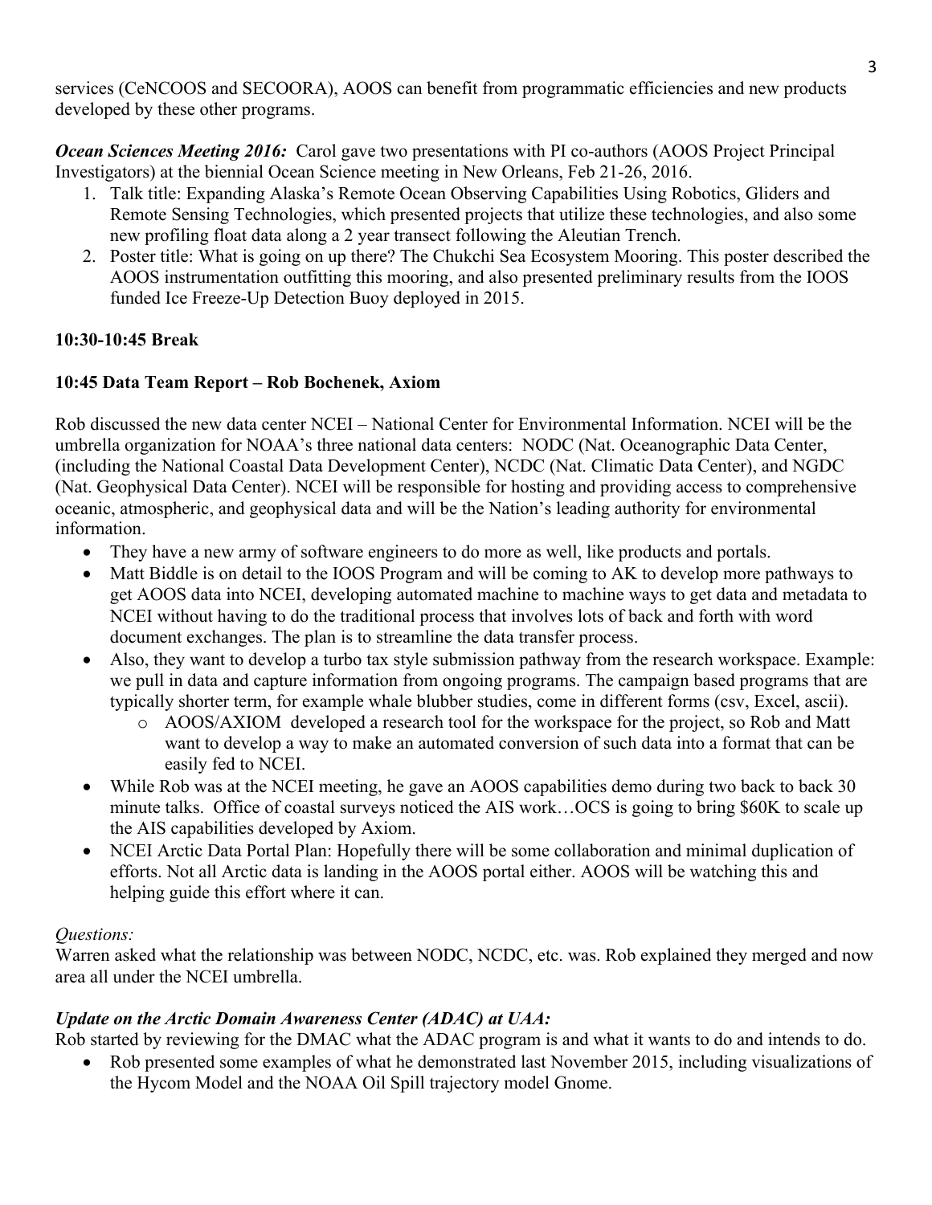services (CeNCOOS and SECOORA), AOOS can benefit from programmatic efficiencies and new products developed by these other programs.

***Ocean Sciences Meeting 2016:*** Carol gave two presentations with PI co-authors (AOOS Project Principal Investigators) at the biennial Ocean Science meeting in New Orleans, Feb 21-26, 2016.

1. Talk title: Expanding Alaska's Remote Ocean Observing Capabilities Using Robotics, Gliders and Remote Sensing Technologies, which presented projects that utilize these technologies, and also some new profiling float data along a 2 year transect following the Aleutian Trench.
2. Poster title: What is going on up there? The Chukchi Sea Ecosystem Mooring. This poster described the AOOS instrumentation outfitting this mooring, and also presented preliminary results from the IOOS funded Ice Freeze-Up Detection Buoy deployed in 2015.

**10:30-10:45 Break**

**10:45 Data Team Report – Rob Bochenek, Axiom**

Rob discussed the new data center NCEI – National Center for Environmental Information. NCEI will be the umbrella organization for NOAA's three national data centers: NODC (Nat. Oceanographic Data Center, (including the National Coastal Data Development Center), NCDC (Nat. Climatic Data Center), and NGDC (Nat. Geophysical Data Center). NCEI will be responsible for hosting and providing access to comprehensive oceanic, atmospheric, and geophysical data and will be the Nation's leading authority for environmental information.

- They have a new army of software engineers to do more as well, like products and portals.
- Matt Biddle is on detail to the IOOS Program and will be coming to AK to develop more pathways to get AOOS data into NCEI, developing automated machine to machine ways to get data and metadata to NCEI without having to do the traditional process that involves lots of back and forth with word document exchanges. The plan is to streamline the data transfer process.
- Also, they want to develop a turbo tax style submission pathway from the research workspace. Example: we pull in data and capture information from ongoing programs. The campaign based programs that are typically shorter term, for example whale blubber studies, come in different forms (csv, Excel, ascii).
  - AOOS/AXIOM developed a research tool for the workspace for the project, so Rob and Matt want to develop a way to make an automated conversion of such data into a format that can be easily fed to NCEI.
- While Rob was at the NCEI meeting, he gave an AOOS capabilities demo during two back to back 30 minute talks. Office of coastal surveys noticed the AIS work…OCS is going to bring $60K to scale up the AIS capabilities developed by Axiom.
- NCEI Arctic Data Portal Plan: Hopefully there will be some collaboration and minimal duplication of efforts. Not all Arctic data is landing in the AOOS portal either. AOOS will be watching this and helping guide this effort where it can.

*Questions:*
Warren asked what the relationship was between NODC, NCDC, etc. was. Rob explained they merged and now area all under the NCEI umbrella.

***Update on the Arctic Domain Awareness Center (ADAC) at UAA:***
Rob started by reviewing for the DMAC what the ADAC program is and what it wants to do and intends to do.

- Rob presented some examples of what he demonstrated last November 2015, including visualizations of the Hycom Model and the NOAA Oil Spill trajectory model Gnome.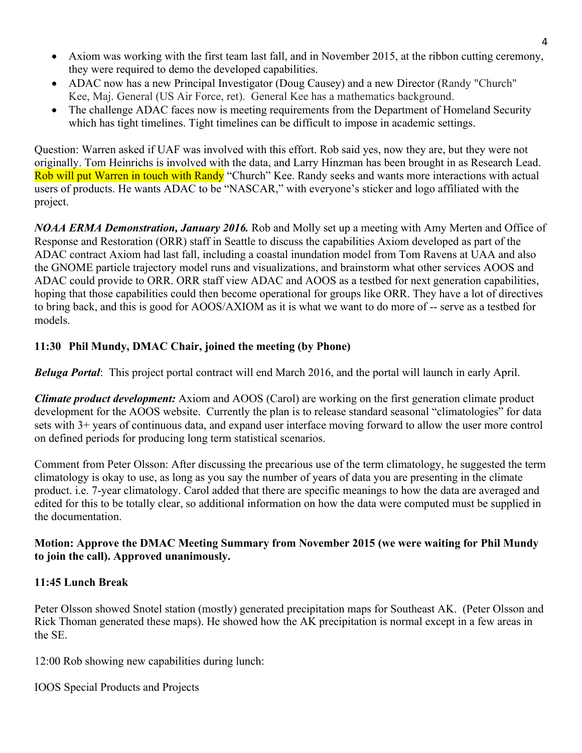- Axiom was working with the first team last fall, and in November 2015, at the ribbon cutting ceremony, they were required to demo the developed capabilities.
- ADAC now has a new Principal Investigator (Doug Causey) and a new Director (Randy "Church" Kee, Maj. General (US Air Force, ret). General Kee has a mathematics background.
- The challenge ADAC faces now is meeting requirements from the Department of Homeland Security which has tight timelines. Tight timelines can be difficult to impose in academic settings.

Question: Warren asked if UAF was involved with this effort. Rob said yes, now they are, but they were not originally. Tom Heinrichs is involved with the data, and Larry Hinzman has been brought in as Research Lead. Rob will put Warren in touch with Randy "Church" Kee. Randy seeks and wants more interactions with actual users of products. He wants ADAC to be "NASCAR," with everyone's sticker and logo affiliated with the project.

***NOAA ERMA Demonstration, January 2016.*** Rob and Molly set up a meeting with Amy Merten and Office of Response and Restoration (ORR) staff in Seattle to discuss the capabilities Axiom developed as part of the ADAC contract Axiom had last fall, including a coastal inundation model from Tom Ravens at UAA and also the GNOME particle trajectory model runs and visualizations, and brainstorm what other services AOOS and ADAC could provide to ORR. ORR staff view ADAC and AOOS as a testbed for next generation capabilities, hoping that those capabilities could then become operational for groups like ORR. They have a lot of directives to bring back, and this is good for AOOS/AXIOM as it is what we want to do more of -- serve as a testbed for models.

**11:30 Phil Mundy, DMAC Chair, joined the meeting (by Phone)**

***Beluga Portal***: This project portal contract will end March 2016, and the portal will launch in early April.

***Climate product development:*** Axiom and AOOS (Carol) are working on the first generation climate product development for the AOOS website. Currently the plan is to release standard seasonal "climatologies" for data sets with 3+ years of continuous data, and expand user interface moving forward to allow the user more control on defined periods for producing long term statistical scenarios.

Comment from Peter Olsson: After discussing the precarious use of the term climatology, he suggested the term climatology is okay to use, as long as you say the number of years of data you are presenting in the climate product. i.e. 7-year climatology. Carol added that there are specific meanings to how the data are averaged and edited for this to be totally clear, so additional information on how the data were computed must be supplied in the documentation.

**Motion: Approve the DMAC Meeting Summary from November 2015 (we were waiting for Phil Mundy to join the call). Approved unanimously.**

**11:45 Lunch Break**

Peter Olsson showed Snotel station (mostly) generated precipitation maps for Southeast AK. (Peter Olsson and Rick Thoman generated these maps). He showed how the AK precipitation is normal except in a few areas in the SE.

12:00 Rob showing new capabilities during lunch:

IOOS Special Products and Projects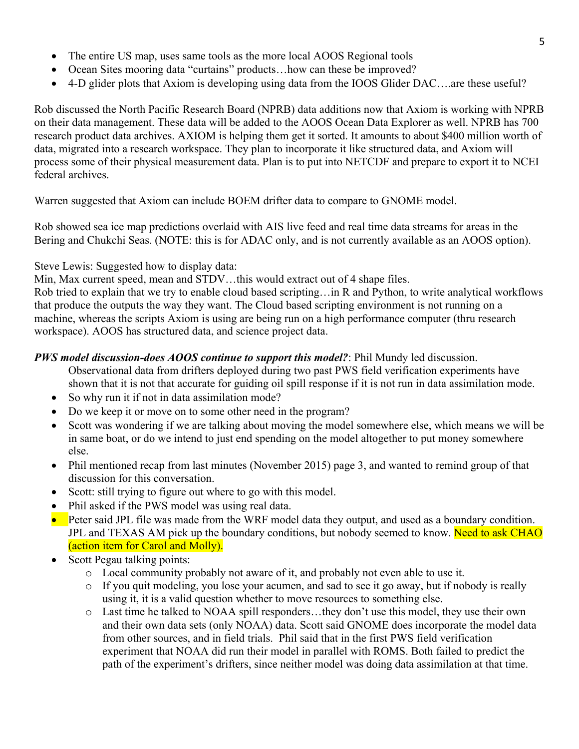- The entire US map, uses same tools as the more local AOOS Regional tools
- Ocean Sites mooring data "curtains" products…how can these be improved?
- 4-D glider plots that Axiom is developing using data from the IOOS Glider DAC….are these useful?

Rob discussed the North Pacific Research Board (NPRB) data additions now that Axiom is working with NPRB on their data management. These data will be added to the AOOS Ocean Data Explorer as well. NPRB has 700 research product data archives. AXIOM is helping them get it sorted. It amounts to about $400 million worth of data, migrated into a research workspace. They plan to incorporate it like structured data, and Axiom will process some of their physical measurement data. Plan is to put into NETCDF and prepare to export it to NCEI federal archives.

Warren suggested that Axiom can include BOEM drifter data to compare to GNOME model.

Rob showed sea ice map predictions overlaid with AIS live feed and real time data streams for areas in the Bering and Chukchi Seas. (NOTE: this is for ADAC only, and is not currently available as an AOOS option).

Steve Lewis: Suggested how to display data:
Min, Max current speed, mean and STDV…this would extract out of 4 shape files.
Rob tried to explain that we try to enable cloud based scripting…in R and Python, to write analytical workflows that produce the outputs the way they want. The Cloud based scripting environment is not running on a machine, whereas the scripts Axiom is using are being run on a high performance computer (thru research workspace). AOOS has structured data, and science project data.

***PWS model discussion-does AOOS continue to support this model?***: Phil Mundy led discussion.

Observational data from drifters deployed during two past PWS field verification experiments have shown that it is not that accurate for guiding oil spill response if it is not run in data assimilation mode.

- So why run it if not in data assimilation mode?
- Do we keep it or move on to some other need in the program?
- Scott was wondering if we are talking about moving the model somewhere else, which means we will be in same boat, or do we intend to just end spending on the model altogether to put money somewhere else.
- Phil mentioned recap from last minutes (November 2015) page 3, and wanted to remind group of that discussion for this conversation.
- Scott: still trying to figure out where to go with this model.
- Phil asked if the PWS model was using real data.
- Peter said JPL file was made from the WRF model data they output, and used as a boundary condition. JPL and TEXAS AM pick up the boundary conditions, but nobody seemed to know. Need to ask CHAO (action item for Carol and Molly).
- Scott Pegau talking points:
  - Local community probably not aware of it, and probably not even able to use it.
  - If you quit modeling, you lose your acumen, and sad to see it go away, but if nobody is really using it, it is a valid question whether to move resources to something else.
  - Last time he talked to NOAA spill responders…they don't use this model, they use their own and their own data sets (only NOAA) data. Scott said GNOME does incorporate the model data from other sources, and in field trials. Phil said that in the first PWS field verification experiment that NOAA did run their model in parallel with ROMS. Both failed to predict the path of the experiment's drifters, since neither model was doing data assimilation at that time.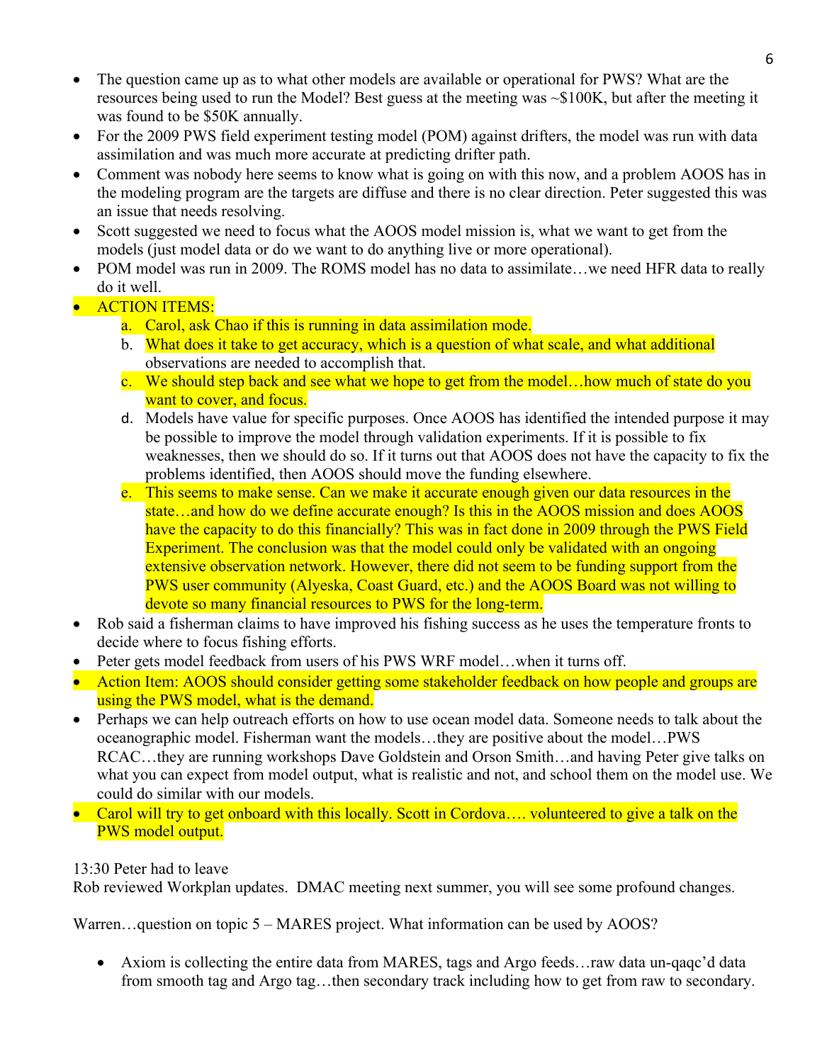- The question came up as to what other models are available or operational for PWS? What are the resources being used to run the Model? Best guess at the meeting was ~$100K, but after the meeting it was found to be $50K annually.
- For the 2009 PWS field experiment testing model (POM) against drifters, the model was run with data assimilation and was much more accurate at predicting drifter path.
- Comment was nobody here seems to know what is going on with this now, and a problem AOOS has in the modeling program are the targets are diffuse and there is no clear direction. Peter suggested this was an issue that needs resolving.
- Scott suggested we need to focus what the AOOS model mission is, what we want to get from the models (just model data or do we want to do anything live or more operational).
- POM model was run in 2009. The ROMS model has no data to assimilate…we need HFR data to really do it well.
- ACTION ITEMS:
    a. Carol, ask Chao if this is running in data assimilation mode.
    b. What does it take to get accuracy, which is a question of what scale, and what additional observations are needed to accomplish that.
    c. We should step back and see what we hope to get from the model…how much of state do you want to cover, and focus.
    d. Models have value for specific purposes. Once AOOS has identified the intended purpose it may be possible to improve the model through validation experiments. If it is possible to fix weaknesses, then we should do so. If it turns out that AOOS does not have the capacity to fix the problems identified, then AOOS should move the funding elsewhere.
    e. This seems to make sense. Can we make it accurate enough given our data resources in the state…and how do we define accurate enough? Is this in the AOOS mission and does AOOS have the capacity to do this financially? This was in fact done in 2009 through the PWS Field Experiment. The conclusion was that the model could only be validated with an ongoing extensive observation network. However, there did not seem to be funding support from the PWS user community (Alyeska, Coast Guard, etc.) and the AOOS Board was not willing to devote so many financial resources to PWS for the long-term.
- Rob said a fisherman claims to have improved his fishing success as he uses the temperature fronts to decide where to focus fishing efforts.
- Peter gets model feedback from users of his PWS WRF model…when it turns off.
- Action Item: AOOS should consider getting some stakeholder feedback on how people and groups are using the PWS model, what is the demand.
- Perhaps we can help outreach efforts on how to use ocean model data. Someone needs to talk about the oceanographic model. Fisherman want the models…they are positive about the model…PWS RCAC…they are running workshops Dave Goldstein and Orson Smith…and having Peter give talks on what you can expect from model output, what is realistic and not, and school them on the model use. We could do similar with our models.
- Carol will try to get onboard with this locally. Scott in Cordova…. volunteered to give a talk on the PWS model output.

13:30 Peter had to leave
Rob reviewed Workplan updates. DMAC meeting next summer, you will see some profound changes.

Warren…question on topic 5 – MARES project. What information can be used by AOOS?

- Axiom is collecting the entire data from MARES, tags and Argo feeds…raw data un-qaqc'd data from smooth tag and Argo tag…then secondary track including how to get from raw to secondary.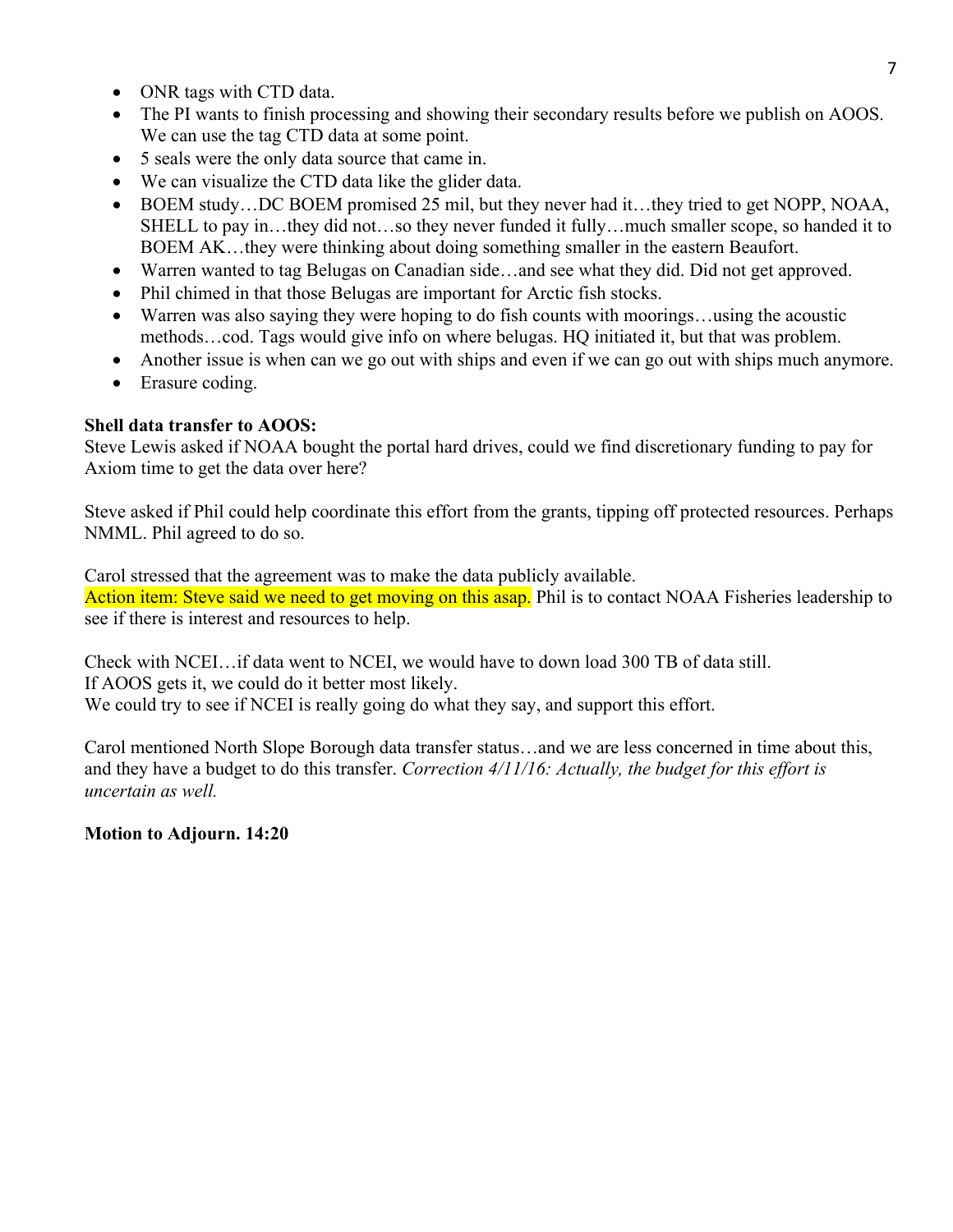- ONR tags with CTD data.
- The PI wants to finish processing and showing their secondary results before we publish on AOOS. We can use the tag CTD data at some point.
- 5 seals were the only data source that came in.
- We can visualize the CTD data like the glider data.
- BOEM study…DC BOEM promised 25 mil, but they never had it…they tried to get NOPP, NOAA, SHELL to pay in…they did not…so they never funded it fully…much smaller scope, so handed it to BOEM AK…they were thinking about doing something smaller in the eastern Beaufort.
- Warren wanted to tag Belugas on Canadian side…and see what they did. Did not get approved.
- Phil chimed in that those Belugas are important for Arctic fish stocks.
- Warren was also saying they were hoping to do fish counts with moorings…using the acoustic methods…cod. Tags would give info on where belugas. HQ initiated it, but that was problem.
- Another issue is when can we go out with ships and even if we can go out with ships much anymore.
- Erasure coding.

**Shell data transfer to AOOS:**
Steve Lewis asked if NOAA bought the portal hard drives, could we find discretionary funding to pay for Axiom time to get the data over here?

Steve asked if Phil could help coordinate this effort from the grants, tipping off protected resources. Perhaps NMML. Phil agreed to do so.

Carol stressed that the agreement was to make the data publicly available.
Action item: Steve said we need to get moving on this asap. Phil is to contact NOAA Fisheries leadership to see if there is interest and resources to help.

Check with NCEI…if data went to NCEI, we would have to down load 300 TB of data still.
If AOOS gets it, we could do it better most likely.
We could try to see if NCEI is really going do what they say, and support this effort.

Carol mentioned North Slope Borough data transfer status…and we are less concerned in time about this, and they have a budget to do this transfer. *Correction 4/11/16: Actually, the budget for this effort is uncertain as well.*

**Motion to Adjourn. 14:20**